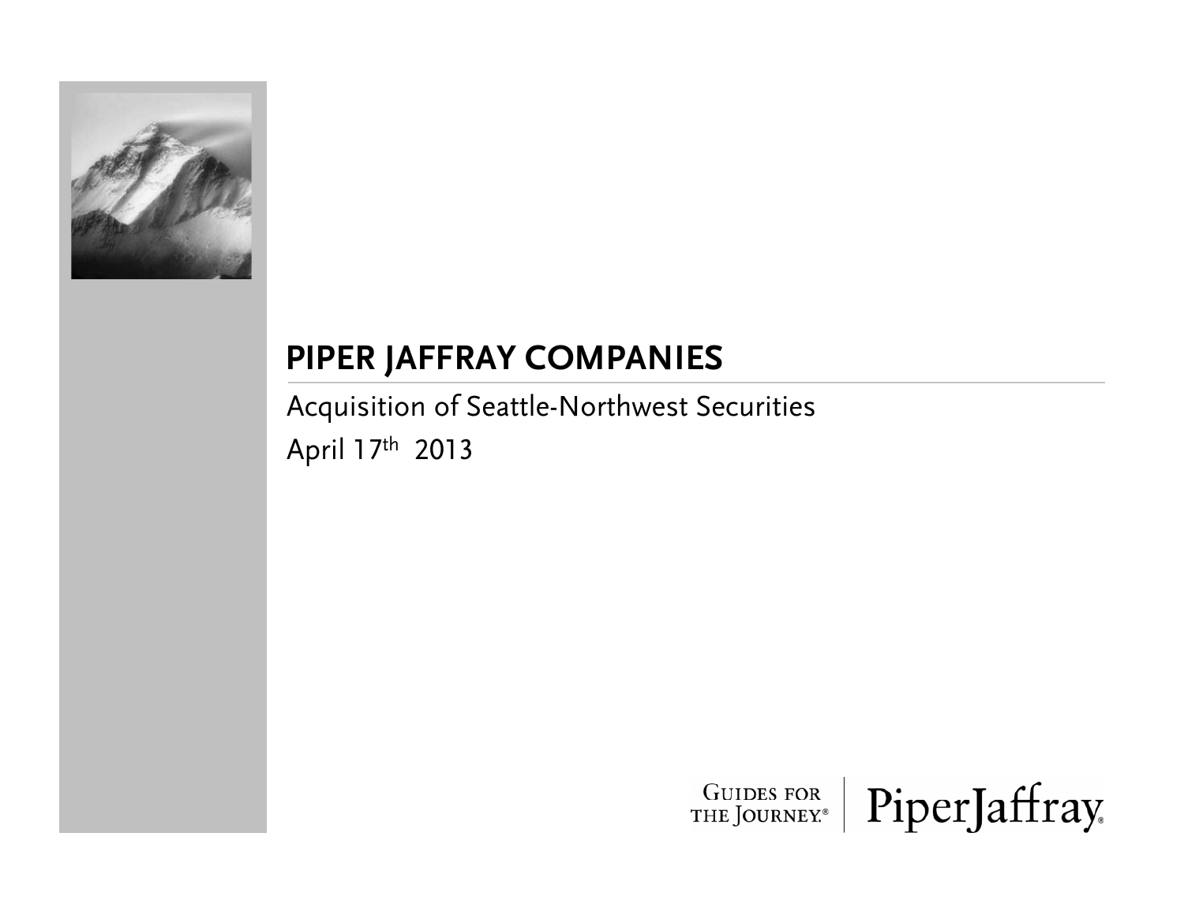# PIPER JAFFRAY COMPANIES

Acquisition of Seattle-Northwest Securities

April 17th 2013

GUIDES FOR THE JOURNEY® | PiperJaffray®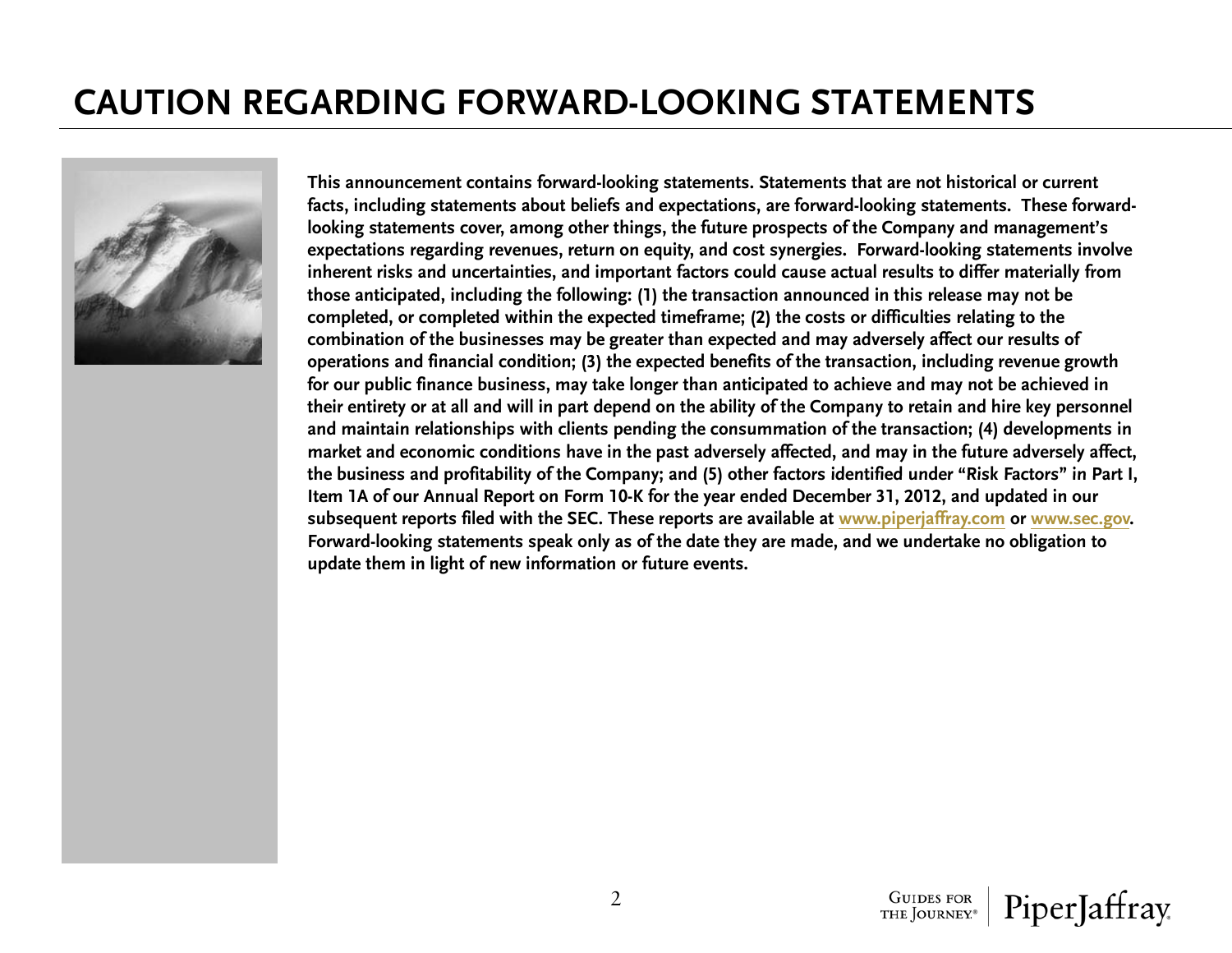# CAUTION REGARDING FORWARD-LOOKING STATEMENTS

**This announcement contains forward-looking statements. Statements that are not historical or current facts, including statements about beliefs and expectations, are forward-looking statements. These forward-looking statements cover, among other things, the future prospects of the Company and management's expectations regarding revenues, return on equity, and cost synergies. Forward-looking statements involve inherent risks and uncertainties, and important factors could cause actual results to differ materially from those anticipated, including the following: (1) the transaction announced in this release may not be completed, or completed within the expected timeframe; (2) the costs or difficulties relating to the combination of the businesses may be greater than expected and may adversely affect our results of operations and financial condition; (3) the expected benefits of the transaction, including revenue growth for our public finance business, may take longer than anticipated to achieve and may not be achieved in their entirety or at all and will in part depend on the ability of the Company to retain and hire key personnel and maintain relationships with clients pending the consummation of the transaction; (4) developments in market and economic conditions have in the past adversely affected, and may in the future adversely affect, the business and profitability of the Company; and (5) other factors identified under "Risk Factors" in Part I, Item 1A of our Annual Report on Form 10-K for the year ended December 31, 2012, and updated in our subsequent reports filed with the SEC. These reports are available at www.piperjaffray.com or www.sec.gov. Forward-looking statements speak only as of the date they are made, and we undertake no obligation to update them in light of new information or future events.**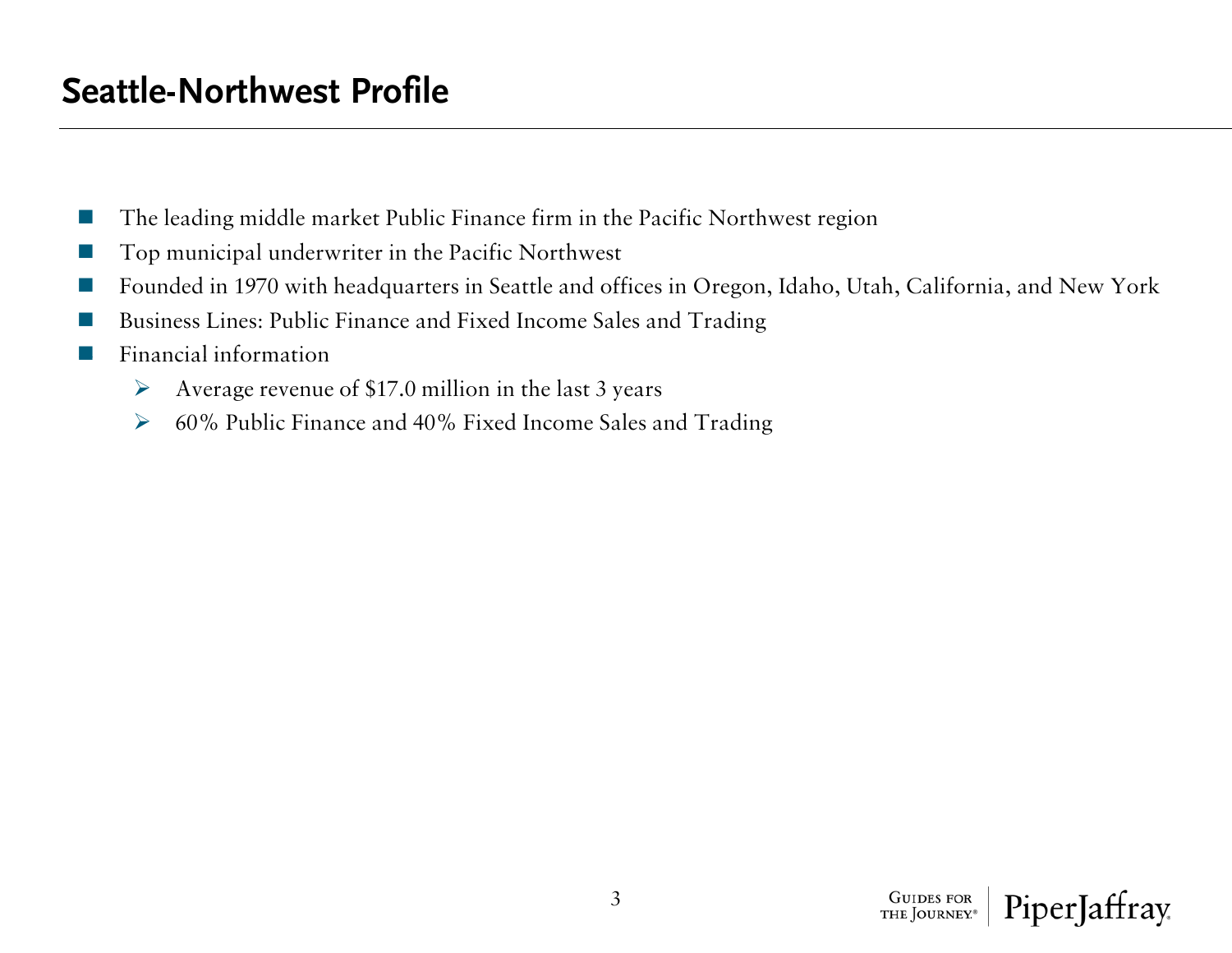# Seattle-Northwest Profile

- The leading middle market Public Finance firm in the Pacific Northwest region
- Top municipal underwriter in the Pacific Northwest
- Founded in 1970 with headquarters in Seattle and offices in Oregon, Idaho, Utah, California, and New York
- Business Lines: Public Finance and Fixed Income Sales and Trading
- Financial information
  - Average revenue of $17.0 million in the last 3 years
  - 60% Public Finance and 40% Fixed Income Sales and Trading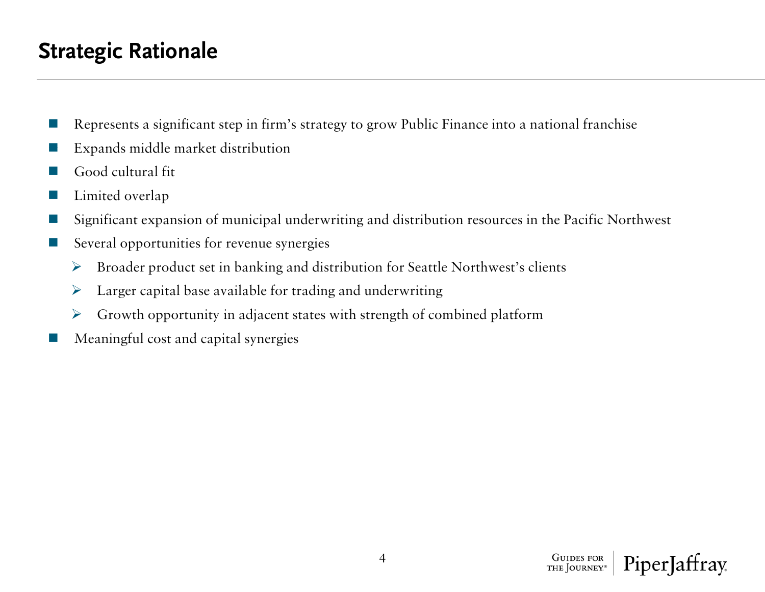# Strategic Rationale

- Represents a significant step in firm's strategy to grow Public Finance into a national franchise
- Expands middle market distribution
- Good cultural fit
- Limited overlap
- Significant expansion of municipal underwriting and distribution resources in the Pacific Northwest
- Several opportunities for revenue synergies
  - Broader product set in banking and distribution for Seattle Northwest's clients
  - Larger capital base available for trading and underwriting
  - Growth opportunity in adjacent states with strength of combined platform
- Meaningful cost and capital synergies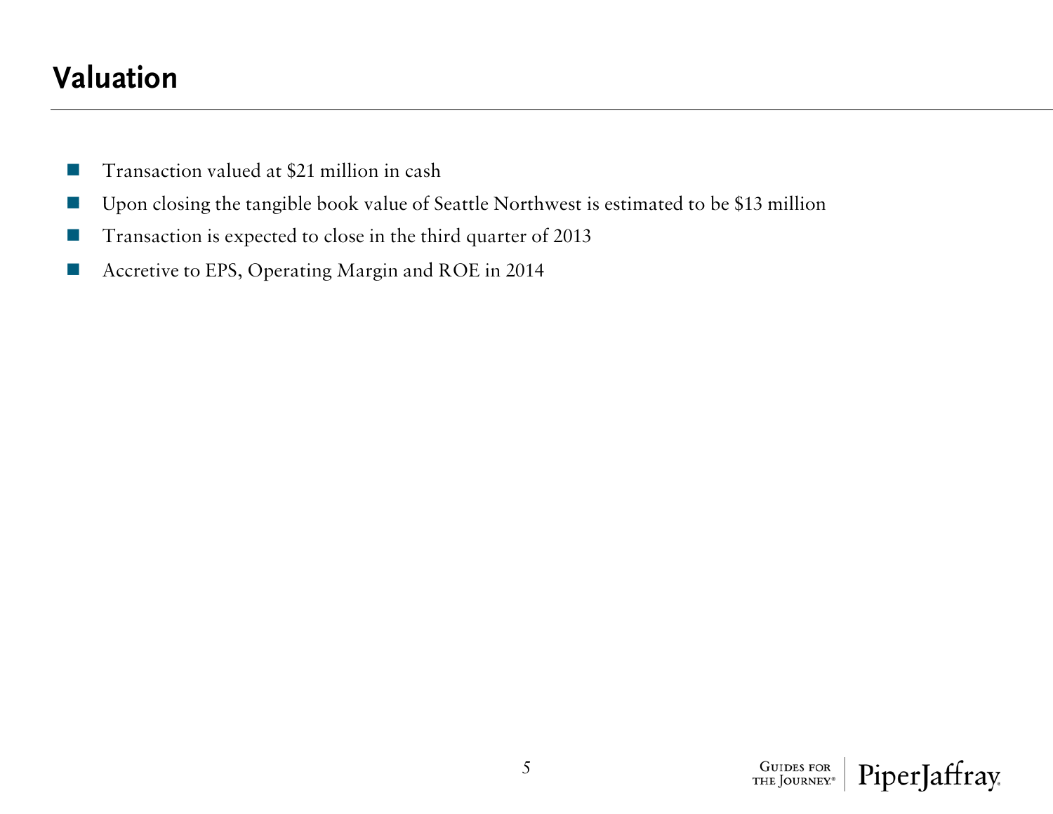# Valuation

- Transaction valued at $21 million in cash
- Upon closing the tangible book value of Seattle Northwest is estimated to be $13 million
- Transaction is expected to close in the third quarter of 2013
- Accretive to EPS, Operating Margin and ROE in 2014